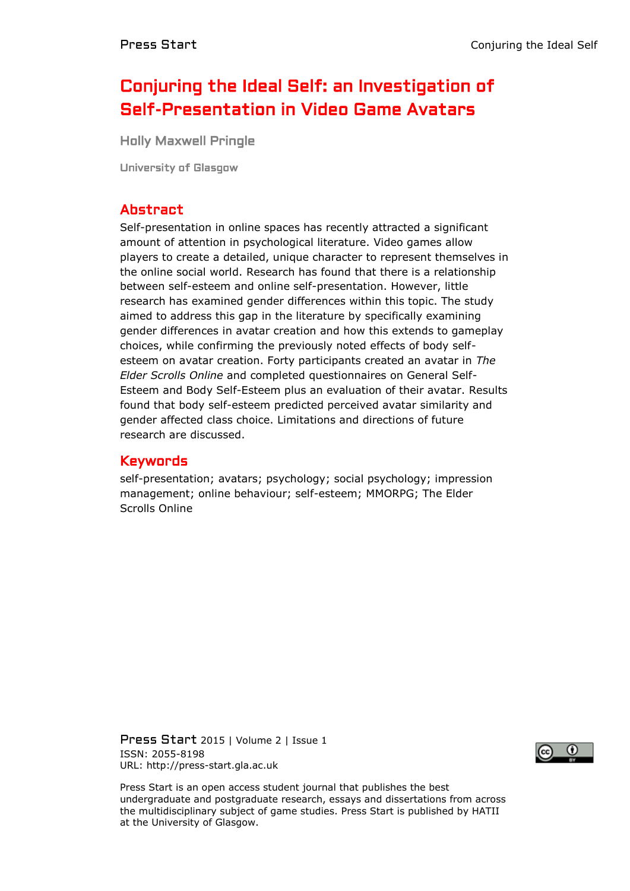# Conjuring the Ideal Self: an Investigation of Self-Presentation in Video Game Avatars

Holly Maxwell Pringle

University of Glasgow

## Abstract

Self-presentation in online spaces has recently attracted a significant amount of attention in psychological literature. Video games allow players to create a detailed, unique character to represent themselves in the online social world. Research has found that there is a relationship between self-esteem and online self-presentation. However, little research has examined gender differences within this topic. The study aimed to address this gap in the literature by specifically examining gender differences in avatar creation and how this extends to gameplay choices, while confirming the previously noted effects of body self-esteem on avatar creation. Forty participants created an avatar in *The Elder Scrolls Online* and completed questionnaires on General Self-Esteem and Body Self-Esteem plus an evaluation of their avatar. Results found that body self-esteem predicted perceived avatar similarity and gender affected class choice. Limitations and directions of future research are discussed.

## Keywords

self-presentation; avatars; psychology; social psychology; impression management; online behaviour; self-esteem; MMORPG; The Elder Scrolls Online

Press Start 2015 | Volume 2 | Issue 1
ISSN: 2055-8198
URL: http://press-start.gla.ac.uk

Press Start is an open access student journal that publishes the best undergraduate and postgraduate research, essays and dissertations from across the multidisciplinary subject of game studies. Press Start is published by HATII at the University of Glasgow.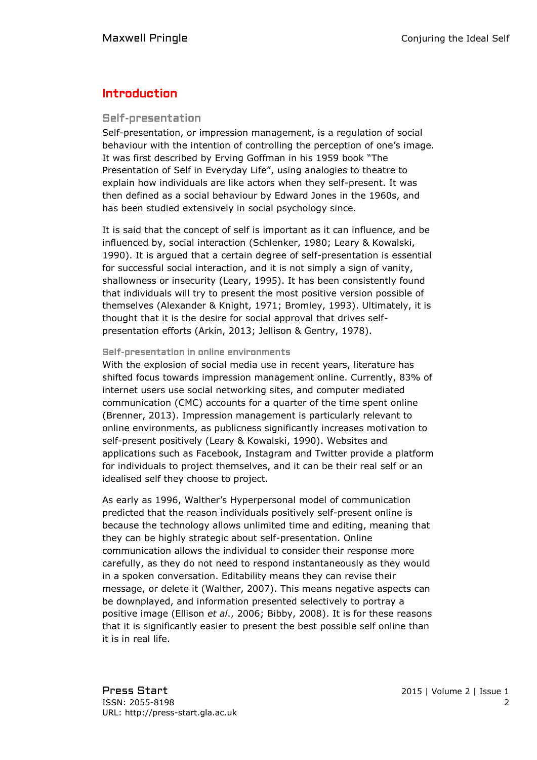# Introduction

## Self-presentation

Self-presentation, or impression management, is a regulation of social behaviour with the intention of controlling the perception of one's image. It was first described by Erving Goffman in his 1959 book "The Presentation of Self in Everyday Life", using analogies to theatre to explain how individuals are like actors when they self-present. It was then defined as a social behaviour by Edward Jones in the 1960s, and has been studied extensively in social psychology since.

It is said that the concept of self is important as it can influence, and be influenced by, social interaction (Schlenker, 1980; Leary & Kowalski, 1990). It is argued that a certain degree of self-presentation is essential for successful social interaction, and it is not simply a sign of vanity, shallowness or insecurity (Leary, 1995). It has been consistently found that individuals will try to present the most positive version possible of themselves (Alexander & Knight, 1971; Bromley, 1993). Ultimately, it is thought that it is the desire for social approval that drives self-presentation efforts (Arkin, 2013; Jellison & Gentry, 1978).

### Self-presentation in online environments

With the explosion of social media use in recent years, literature has shifted focus towards impression management online. Currently, 83% of internet users use social networking sites, and computer mediated communication (CMC) accounts for a quarter of the time spent online (Brenner, 2013). Impression management is particularly relevant to online environments, as publicness significantly increases motivation to self-present positively (Leary & Kowalski, 1990). Websites and applications such as Facebook, Instagram and Twitter provide a platform for individuals to project themselves, and it can be their real self or an idealised self they choose to project.

As early as 1996, Walther's Hyperpersonal model of communication predicted that the reason individuals positively self-present online is because the technology allows unlimited time and editing, meaning that they can be highly strategic about self-presentation. Online communication allows the individual to consider their response more carefully, as they do not need to respond instantaneously as they would in a spoken conversation. Editability means they can revise their message, or delete it (Walther, 2007). This means negative aspects can be downplayed, and information presented selectively to portray a positive image (Ellison *et al.*, 2006; Bibby, 2008). It is for these reasons that it is significantly easier to present the best possible self online than it is in real life.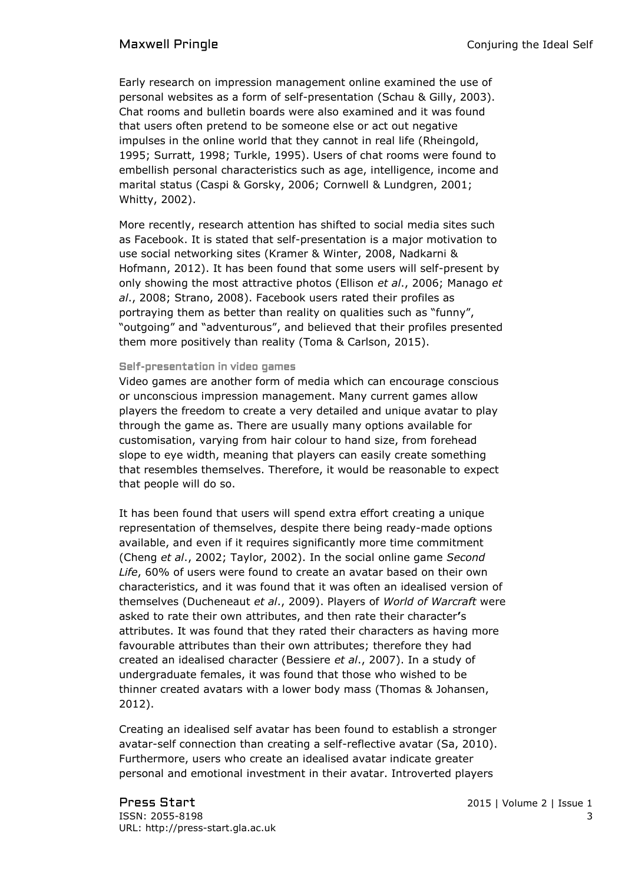Early research on impression management online examined the use of personal websites as a form of self-presentation (Schau & Gilly, 2003). Chat rooms and bulletin boards were also examined and it was found that users often pretend to be someone else or act out negative impulses in the online world that they cannot in real life (Rheingold, 1995; Surratt, 1998; Turkle, 1995). Users of chat rooms were found to embellish personal characteristics such as age, intelligence, income and marital status (Caspi & Gorsky, 2006; Cornwell & Lundgren, 2001; Whitty, 2002).

More recently, research attention has shifted to social media sites such as Facebook. It is stated that self-presentation is a major motivation to use social networking sites (Kramer & Winter, 2008, Nadkarni & Hofmann, 2012). It has been found that some users will self-present by only showing the most attractive photos (Ellison *et al*., 2006; Manago *et al*., 2008; Strano, 2008). Facebook users rated their profiles as portraying them as better than reality on qualities such as "funny", "outgoing" and "adventurous", and believed that their profiles presented them more positively than reality (Toma & Carlson, 2015).

### Self-presentation in video games

Video games are another form of media which can encourage conscious or unconscious impression management. Many current games allow players the freedom to create a very detailed and unique avatar to play through the game as. There are usually many options available for customisation, varying from hair colour to hand size, from forehead slope to eye width, meaning that players can easily create something that resembles themselves. Therefore, it would be reasonable to expect that people will do so.

It has been found that users will spend extra effort creating a unique representation of themselves, despite there being ready-made options available, and even if it requires significantly more time commitment (Cheng *et al*., 2002; Taylor, 2002). In the social online game *Second Life*, 60% of users were found to create an avatar based on their own characteristics, and it was found that it was often an idealised version of themselves (Ducheneaut *et al*., 2009). Players of *World of Warcraft* were asked to rate their own attributes, and then rate their character's attributes. It was found that they rated their characters as having more favourable attributes than their own attributes; therefore they had created an idealised character (Bessiere *et al*., 2007). In a study of undergraduate females, it was found that those who wished to be thinner created avatars with a lower body mass (Thomas & Johansen, 2012).

Creating an idealised self avatar has been found to establish a stronger avatar-self connection than creating a self-reflective avatar (Sa, 2010). Furthermore, users who create an idealised avatar indicate greater personal and emotional investment in their avatar. Introverted players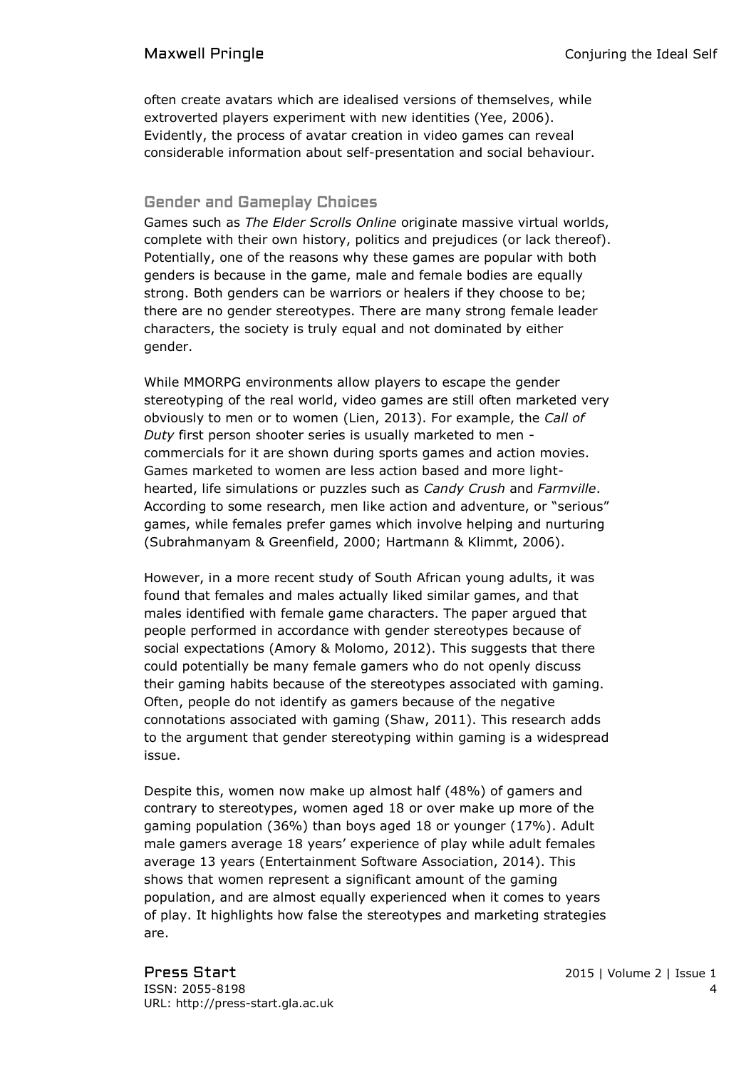often create avatars which are idealised versions of themselves, while extroverted players experiment with new identities (Yee, 2006). Evidently, the process of avatar creation in video games can reveal considerable information about self-presentation and social behaviour.

## Gender and Gameplay Choices

Games such as *The Elder Scrolls Online* originate massive virtual worlds, complete with their own history, politics and prejudices (or lack thereof). Potentially, one of the reasons why these games are popular with both genders is because in the game, male and female bodies are equally strong. Both genders can be warriors or healers if they choose to be; there are no gender stereotypes. There are many strong female leader characters, the society is truly equal and not dominated by either gender.

While MMORPG environments allow players to escape the gender stereotyping of the real world, video games are still often marketed very obviously to men or to women (Lien, 2013). For example, the *Call of Duty* first person shooter series is usually marketed to men - commercials for it are shown during sports games and action movies. Games marketed to women are less action based and more light-hearted, life simulations or puzzles such as *Candy Crush* and *Farmville*. According to some research, men like action and adventure, or "serious" games, while females prefer games which involve helping and nurturing (Subrahmanyam & Greenfield, 2000; Hartmann & Klimmt, 2006).

However, in a more recent study of South African young adults, it was found that females and males actually liked similar games, and that males identified with female game characters. The paper argued that people performed in accordance with gender stereotypes because of social expectations (Amory & Molomo, 2012). This suggests that there could potentially be many female gamers who do not openly discuss their gaming habits because of the stereotypes associated with gaming. Often, people do not identify as gamers because of the negative connotations associated with gaming (Shaw, 2011). This research adds to the argument that gender stereotyping within gaming is a widespread issue.

Despite this, women now make up almost half (48%) of gamers and contrary to stereotypes, women aged 18 or over make up more of the gaming population (36%) than boys aged 18 or younger (17%). Adult male gamers average 18 years' experience of play while adult females average 13 years (Entertainment Software Association, 2014). This shows that women represent a significant amount of the gaming population, and are almost equally experienced when it comes to years of play. It highlights how false the stereotypes and marketing strategies are.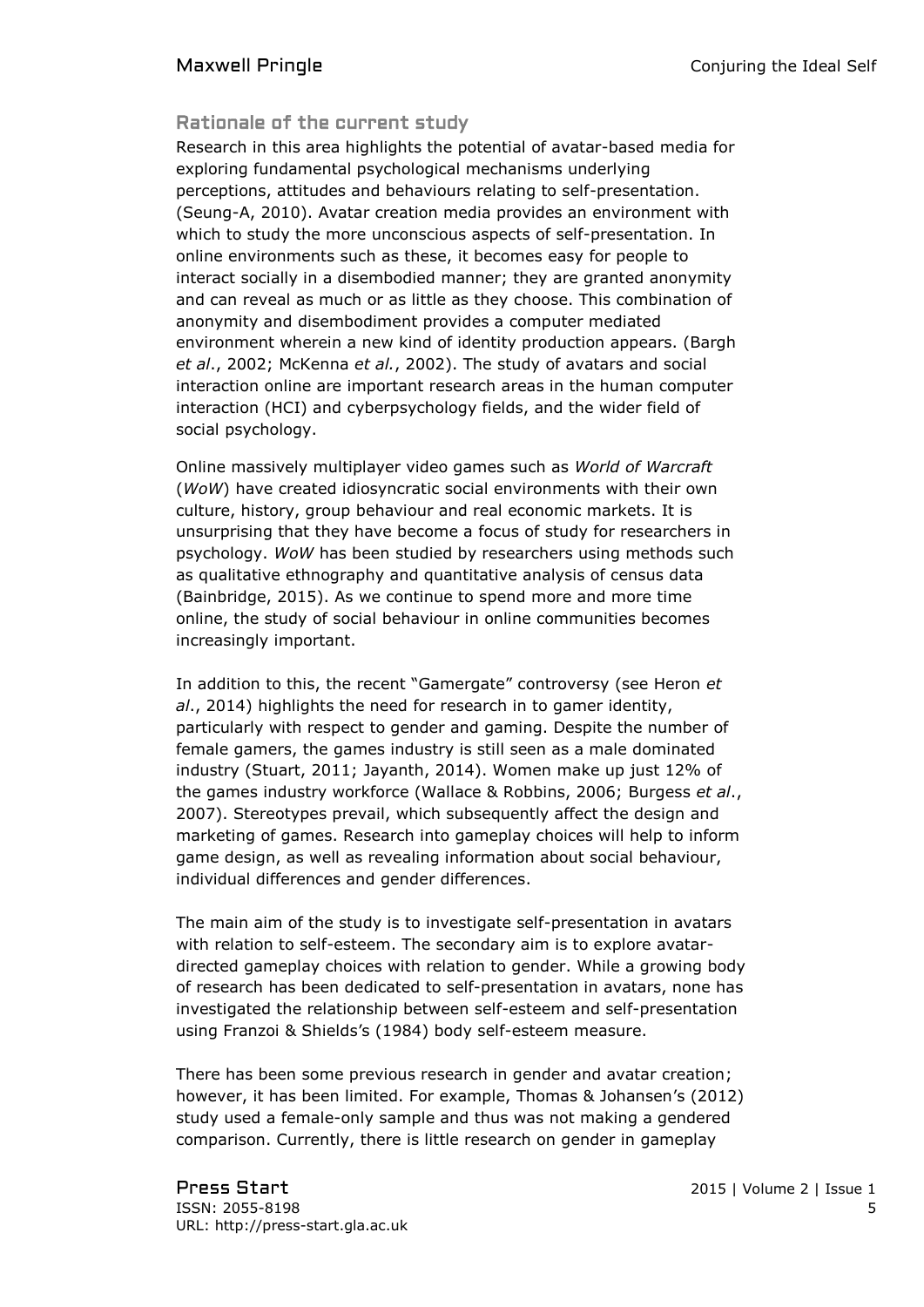## Rationale of the current study

Research in this area highlights the potential of avatar-based media for exploring fundamental psychological mechanisms underlying perceptions, attitudes and behaviours relating to self-presentation. (Seung-A, 2010). Avatar creation media provides an environment with which to study the more unconscious aspects of self-presentation. In online environments such as these, it becomes easy for people to interact socially in a disembodied manner; they are granted anonymity and can reveal as much or as little as they choose. This combination of anonymity and disembodiment provides a computer mediated environment wherein a new kind of identity production appears. (Bargh *et al*., 2002; McKenna *et al.*, 2002). The study of avatars and social interaction online are important research areas in the human computer interaction (HCI) and cyberpsychology fields, and the wider field of social psychology.

Online massively multiplayer video games such as *World of Warcraft* (*WoW*) have created idiosyncratic social environments with their own culture, history, group behaviour and real economic markets. It is unsurprising that they have become a focus of study for researchers in psychology. *WoW* has been studied by researchers using methods such as qualitative ethnography and quantitative analysis of census data (Bainbridge, 2015). As we continue to spend more and more time online, the study of social behaviour in online communities becomes increasingly important.

In addition to this, the recent "Gamergate" controversy (see Heron *et al*., 2014) highlights the need for research in to gamer identity, particularly with respect to gender and gaming. Despite the number of female gamers, the games industry is still seen as a male dominated industry (Stuart, 2011; Jayanth, 2014). Women make up just 12% of the games industry workforce (Wallace & Robbins, 2006; Burgess *et al*., 2007). Stereotypes prevail, which subsequently affect the design and marketing of games. Research into gameplay choices will help to inform game design, as well as revealing information about social behaviour, individual differences and gender differences.

The main aim of the study is to investigate self-presentation in avatars with relation to self-esteem. The secondary aim is to explore avatar-directed gameplay choices with relation to gender. While a growing body of research has been dedicated to self-presentation in avatars, none has investigated the relationship between self-esteem and self-presentation using Franzoi & Shields's (1984) body self-esteem measure.

There has been some previous research in gender and avatar creation; however, it has been limited. For example, Thomas & Johansen's (2012) study used a female-only sample and thus was not making a gendered comparison. Currently, there is little research on gender in gameplay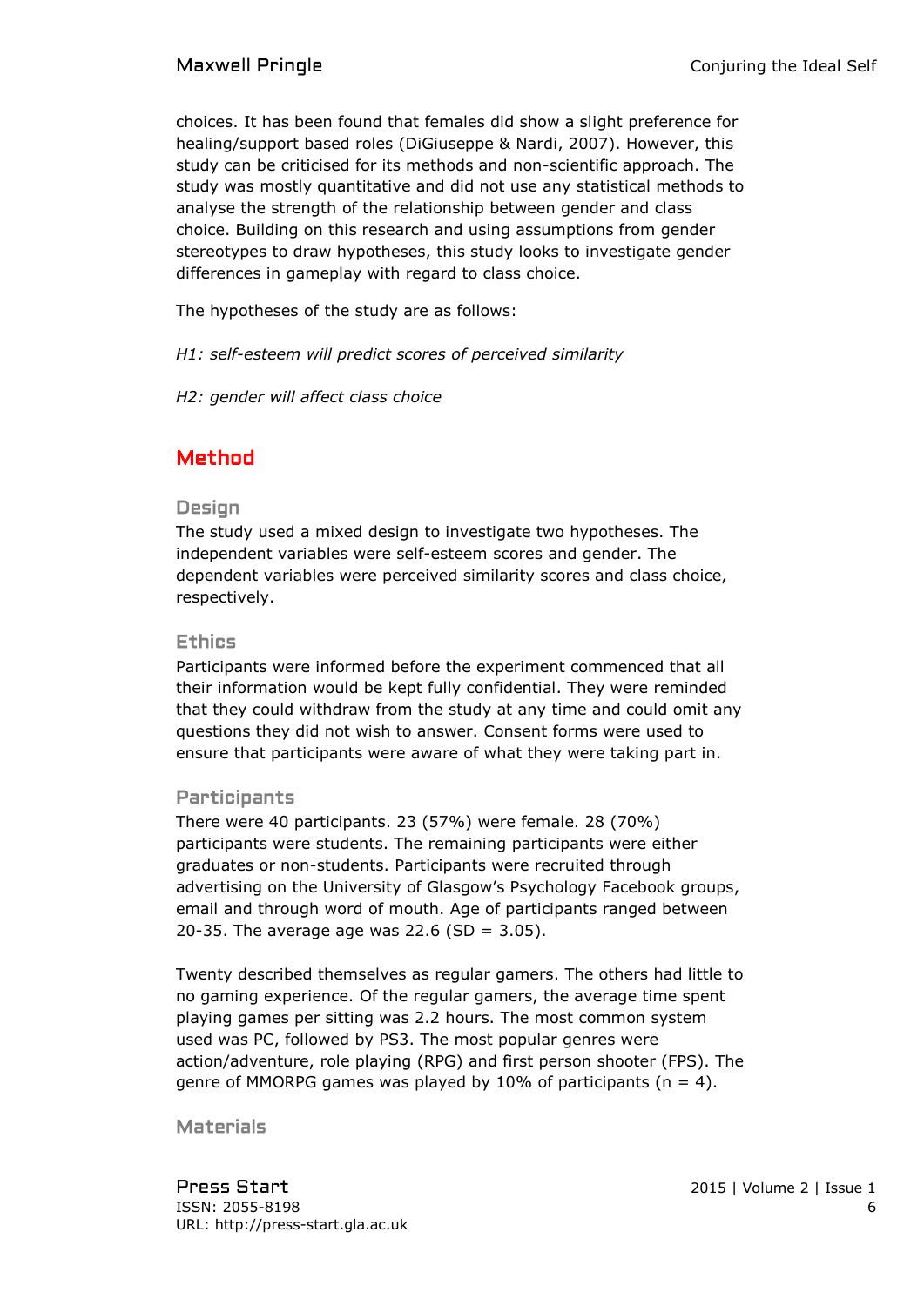choices. It has been found that females did show a slight preference for healing/support based roles (DiGiuseppe & Nardi, 2007). However, this study can be criticised for its methods and non-scientific approach. The study was mostly quantitative and did not use any statistical methods to analyse the strength of the relationship between gender and class choice. Building on this research and using assumptions from gender stereotypes to draw hypotheses, this study looks to investigate gender differences in gameplay with regard to class choice.

The hypotheses of the study are as follows:

*H1: self-esteem will predict scores of perceived similarity*

*H2: gender will affect class choice*

# Method

## Design

The study used a mixed design to investigate two hypotheses. The independent variables were self-esteem scores and gender. The dependent variables were perceived similarity scores and class choice, respectively.

## Ethics

Participants were informed before the experiment commenced that all their information would be kept fully confidential. They were reminded that they could withdraw from the study at any time and could omit any questions they did not wish to answer. Consent forms were used to ensure that participants were aware of what they were taking part in.

## Participants

There were 40 participants. 23 (57%) were female. 28 (70%) participants were students. The remaining participants were either graduates or non-students. Participants were recruited through advertising on the University of Glasgow's Psychology Facebook groups, email and through word of mouth. Age of participants ranged between 20-35. The average age was 22.6 (SD = 3.05).

Twenty described themselves as regular gamers. The others had little to no gaming experience. Of the regular gamers, the average time spent playing games per sitting was 2.2 hours. The most common system used was PC, followed by PS3. The most popular genres were action/adventure, role playing (RPG) and first person shooter (FPS). The genre of MMORPG games was played by 10% of participants (n = 4).

## Materials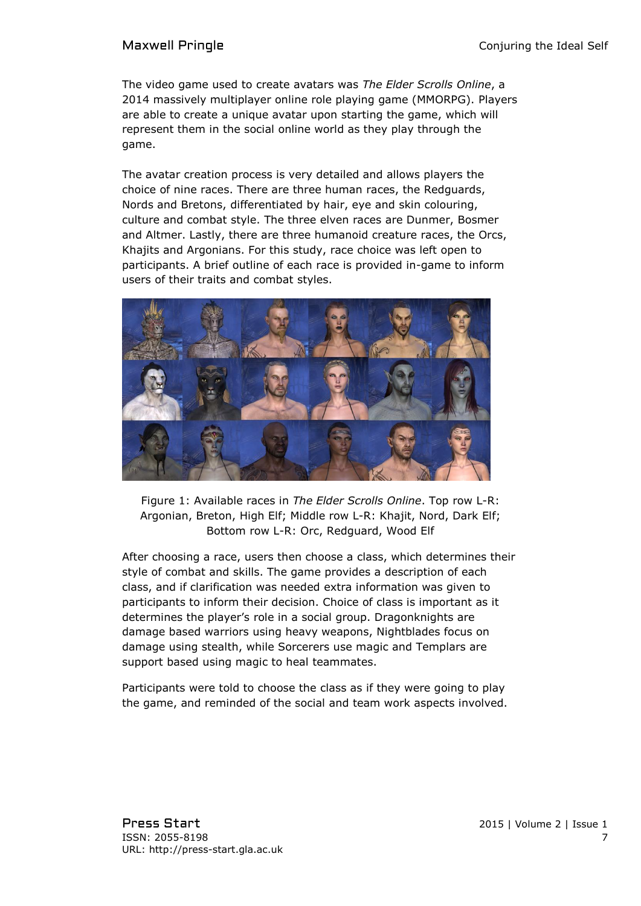The video game used to create avatars was *The Elder Scrolls Online*, a 2014 massively multiplayer online role playing game (MMORPG). Players are able to create a unique avatar upon starting the game, which will represent them in the social online world as they play through the game.

The avatar creation process is very detailed and allows players the choice of nine races. There are three human races, the Redguards, Nords and Bretons, differentiated by hair, eye and skin colouring, culture and combat style. The three elven races are Dunmer, Bosmer and Altmer. Lastly, there are three humanoid creature races, the Orcs, Khajits and Argonians. For this study, race choice was left open to participants. A brief outline of each race is provided in-game to inform users of their traits and combat styles.

Figure 1: Available races in *The Elder Scrolls Online*. Top row L-R: Argonian, Breton, High Elf; Middle row L-R: Khajit, Nord, Dark Elf; Bottom row L-R: Orc, Redguard, Wood Elf

After choosing a race, users then choose a class, which determines their style of combat and skills. The game provides a description of each class, and if clarification was needed extra information was given to participants to inform their decision. Choice of class is important as it determines the player's role in a social group. Dragonknights are damage based warriors using heavy weapons, Nightblades focus on damage using stealth, while Sorcerers use magic and Templars are support based using magic to heal teammates.

Participants were told to choose the class as if they were going to play the game, and reminded of the social and team work aspects involved.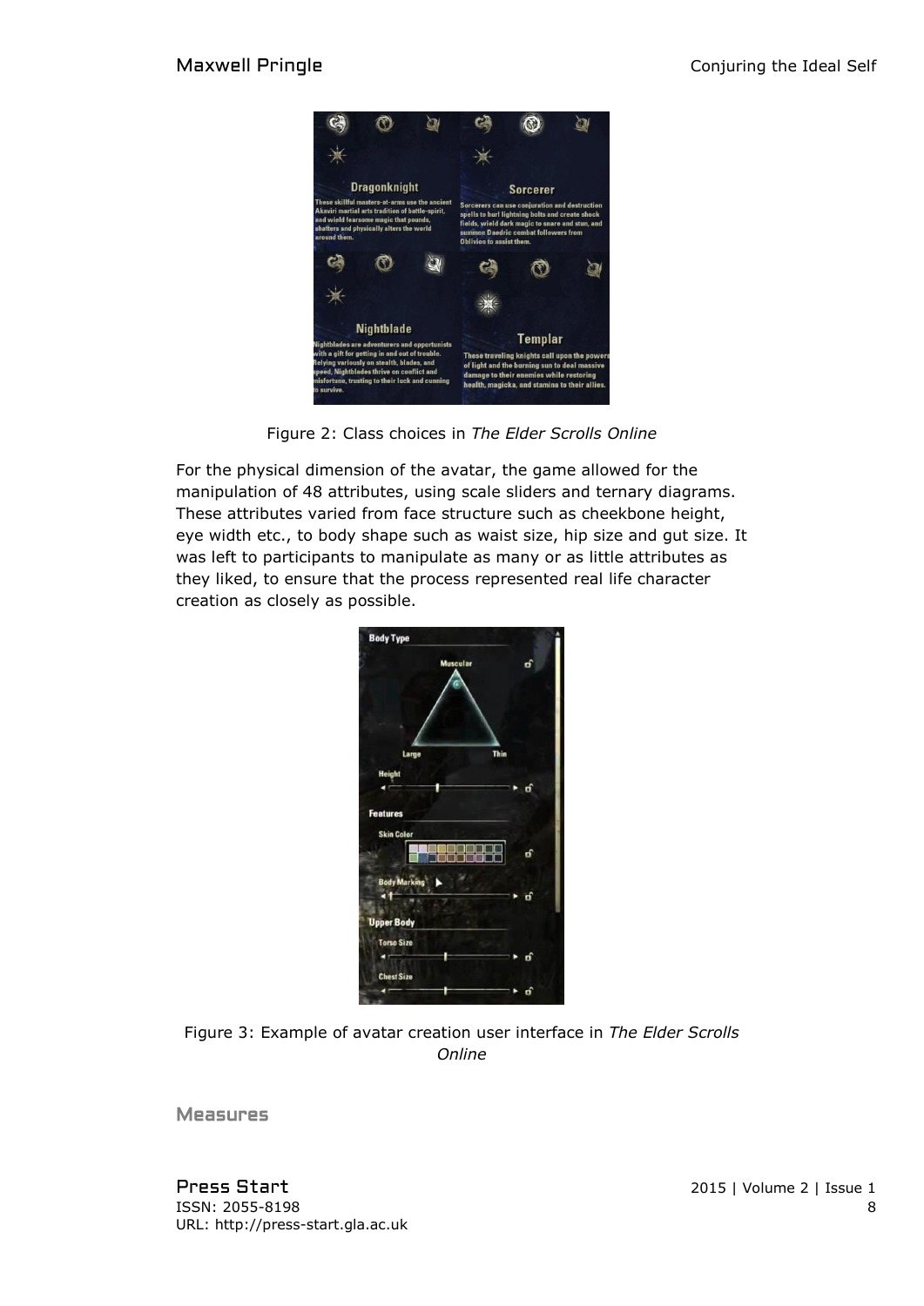Figure 2: Class choices in *The Elder Scrolls Online*

For the physical dimension of the avatar, the game allowed for the manipulation of 48 attributes, using scale sliders and ternary diagrams. These attributes varied from face structure such as cheekbone height, eye width etc., to body shape such as waist size, hip size and gut size. It was left to participants to manipulate as many or as little attributes as they liked, to ensure that the process represented real life character creation as closely as possible.

Figure 3: Example of avatar creation user interface in *The Elder Scrolls Online*

## Measures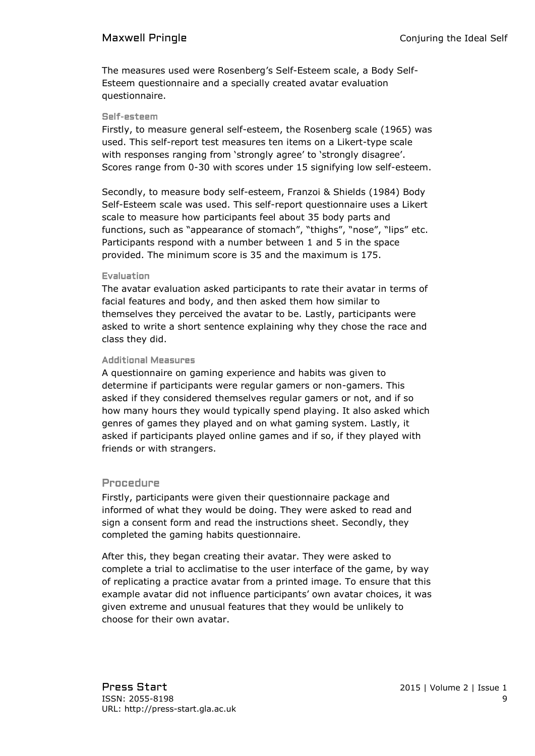The measures used were Rosenberg's Self-Esteem scale, a Body Self-Esteem questionnaire and a specially created avatar evaluation questionnaire.

#### Self-esteem

Firstly, to measure general self-esteem, the Rosenberg scale (1965) was used. This self-report test measures ten items on a Likert-type scale with responses ranging from 'strongly agree' to 'strongly disagree'. Scores range from 0-30 with scores under 15 signifying low self-esteem.

Secondly, to measure body self-esteem, Franzoi & Shields (1984) Body Self-Esteem scale was used. This self-report questionnaire uses a Likert scale to measure how participants feel about 35 body parts and functions, such as "appearance of stomach", "thighs", "nose", "lips" etc. Participants respond with a number between 1 and 5 in the space provided. The minimum score is 35 and the maximum is 175.

#### Evaluation

The avatar evaluation asked participants to rate their avatar in terms of facial features and body, and then asked them how similar to themselves they perceived the avatar to be. Lastly, participants were asked to write a short sentence explaining why they chose the race and class they did.

#### Additional Measures

A questionnaire on gaming experience and habits was given to determine if participants were regular gamers or non-gamers. This asked if they considered themselves regular gamers or not, and if so how many hours they would typically spend playing. It also asked which genres of games they played and on what gaming system. Lastly, it asked if participants played online games and if so, if they played with friends or with strangers.

### Procedure

Firstly, participants were given their questionnaire package and informed of what they would be doing. They were asked to read and sign a consent form and read the instructions sheet. Secondly, they completed the gaming habits questionnaire.

After this, they began creating their avatar. They were asked to complete a trial to acclimatise to the user interface of the game, by way of replicating a practice avatar from a printed image. To ensure that this example avatar did not influence participants' own avatar choices, it was given extreme and unusual features that they would be unlikely to choose for their own avatar.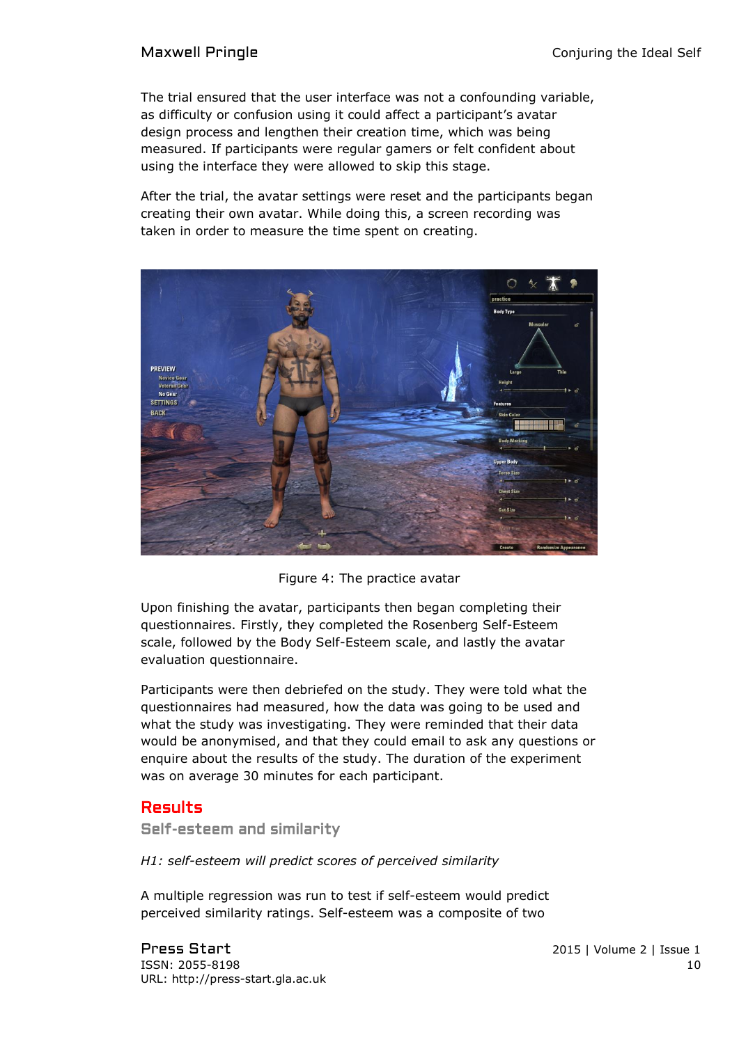The trial ensured that the user interface was not a confounding variable, as difficulty or confusion using it could affect a participant's avatar design process and lengthen their creation time, which was being measured. If participants were regular gamers or felt confident about using the interface they were allowed to skip this stage.

After the trial, the avatar settings were reset and the participants began creating their own avatar. While doing this, a screen recording was taken in order to measure the time spent on creating.

Figure 4: The practice avatar

Upon finishing the avatar, participants then began completing their questionnaires. Firstly, they completed the Rosenberg Self-Esteem scale, followed by the Body Self-Esteem scale, and lastly the avatar evaluation questionnaire.

Participants were then debriefed on the study. They were told what the questionnaires had measured, how the data was going to be used and what the study was investigating. They were reminded that their data would be anonymised, and that they could email to ask any questions or enquire about the results of the study. The duration of the experiment was on average 30 minutes for each participant.

## Results

### Self-esteem and similarity

*H1: self-esteem will predict scores of perceived similarity*

A multiple regression was run to test if self-esteem would predict perceived similarity ratings. Self-esteem was a composite of two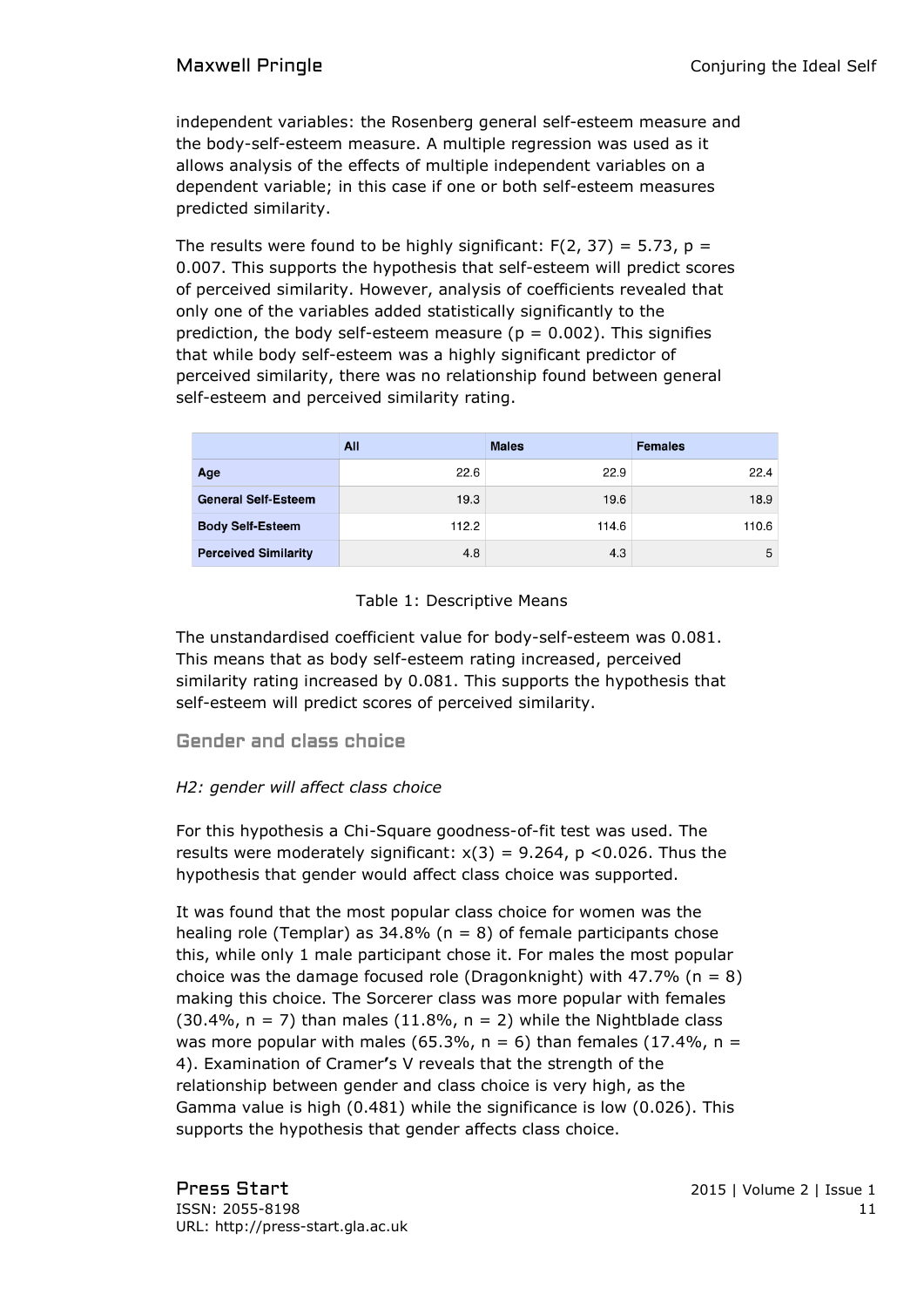independent variables: the Rosenberg general self-esteem measure and the body-self-esteem measure. A multiple regression was used as it allows analysis of the effects of multiple independent variables on a dependent variable; in this case if one or both self-esteem measures predicted similarity.

The results were found to be highly significant: $F(2, 37) = 5.73$, $p = 0.007$. This supports the hypothesis that self-esteem will predict scores of perceived similarity. However, analysis of coefficients revealed that only one of the variables added statistically significantly to the prediction, the body self-esteem measure ($p = 0.002$). This signifies that while body self-esteem was a highly significant predictor of perceived similarity, there was no relationship found between general self-esteem and perceived similarity rating.

| | All | Males | Females |
|---|---|---|---|
| **Age** | 22.6 | 22.9 | 22.4 |
| **General Self-Esteem** | 19.3 | 19.6 | 18.9 |
| **Body Self-Esteem** | 112.2 | 114.6 | 110.6 |
| **Perceived Similarity** | 4.8 | 4.3 | 5 |

Table 1: Descriptive Means

The unstandardised coefficient value for body-self-esteem was 0.081. This means that as body self-esteem rating increased, perceived similarity rating increased by 0.081. This supports the hypothesis that self-esteem will predict scores of perceived similarity.

### Gender and class choice

*H2: gender will affect class choice*

For this hypothesis a Chi-Square goodness-of-fit test was used. The results were moderately significant: $x(3) = 9.264$, $p < 0.026$. Thus the hypothesis that gender would affect class choice was supported.

It was found that the most popular class choice for women was the healing role (Templar) as 34.8% ($n = 8$) of female participants chose this, while only 1 male participant chose it. For males the most popular choice was the damage focused role (Dragonknight) with 47.7% ($n = 8$) making this choice. The Sorcerer class was more popular with females (30.4%, $n = 7$) than males (11.8%, $n = 2$) while the Nightblade class was more popular with males (65.3%, $n = 6$) than females (17.4%, $n = 4$). Examination of Cramer's V reveals that the strength of the relationship between gender and class choice is very high, as the Gamma value is high (0.481) while the significance is low (0.026). This supports the hypothesis that gender affects class choice.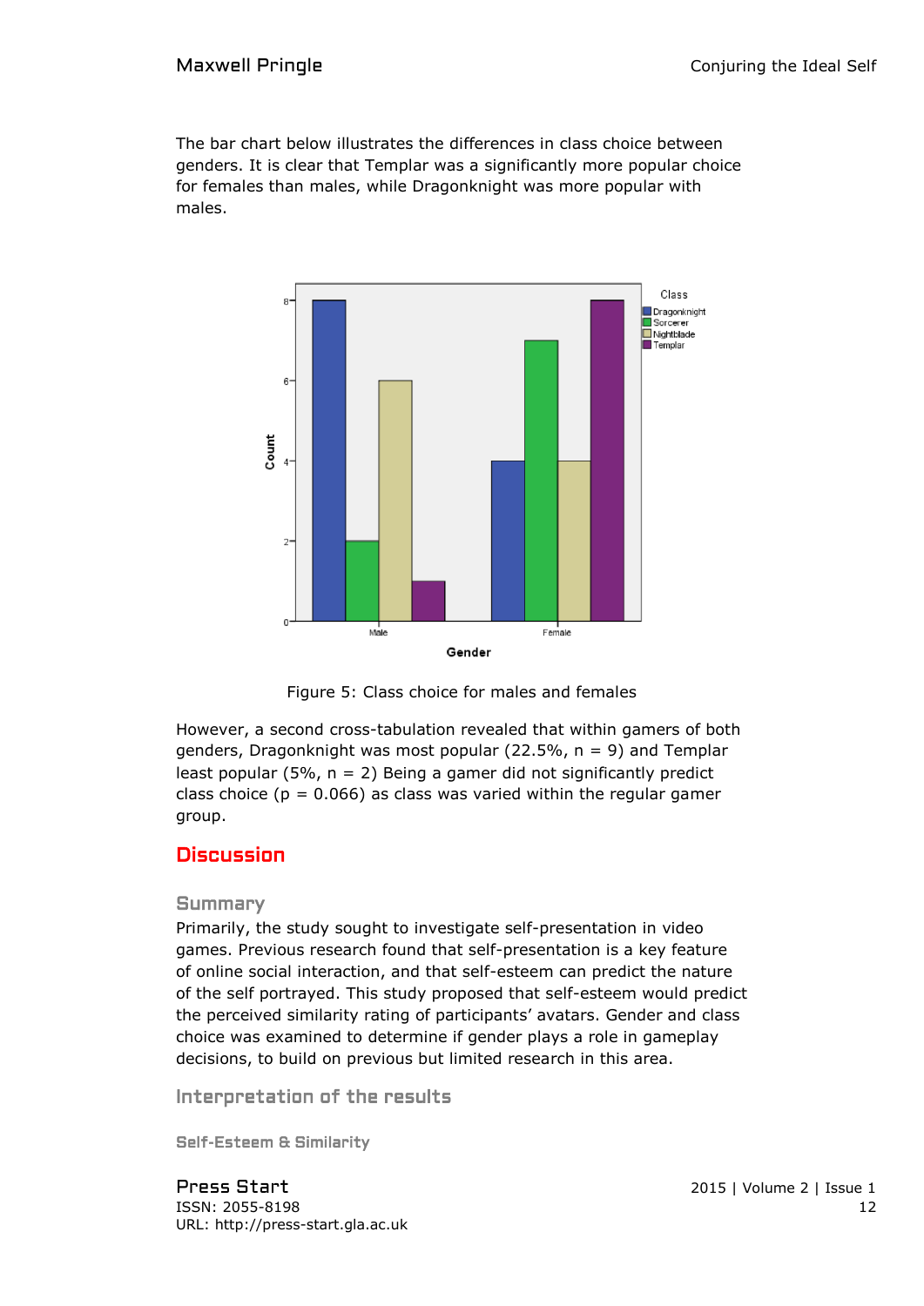The bar chart below illustrates the differences in class choice between genders. It is clear that Templar was a significantly more popular choice for females than males, while Dragonknight was more popular with males.

Figure 5: Class choice for males and females

However, a second cross-tabulation revealed that within gamers of both genders, Dragonknight was most popular (22.5%, n = 9) and Templar least popular (5%, n = 2) Being a gamer did not significantly predict class choice (p = 0.066) as class was varied within the regular gamer group.

## Discussion

### Summary

Primarily, the study sought to investigate self-presentation in video games. Previous research found that self-presentation is a key feature of online social interaction, and that self-esteem can predict the nature of the self portrayed. This study proposed that self-esteem would predict the perceived similarity rating of participants' avatars. Gender and class choice was examined to determine if gender plays a role in gameplay decisions, to build on previous but limited research in this area.

### Interpretation of the results

#### Self-Esteem & Similarity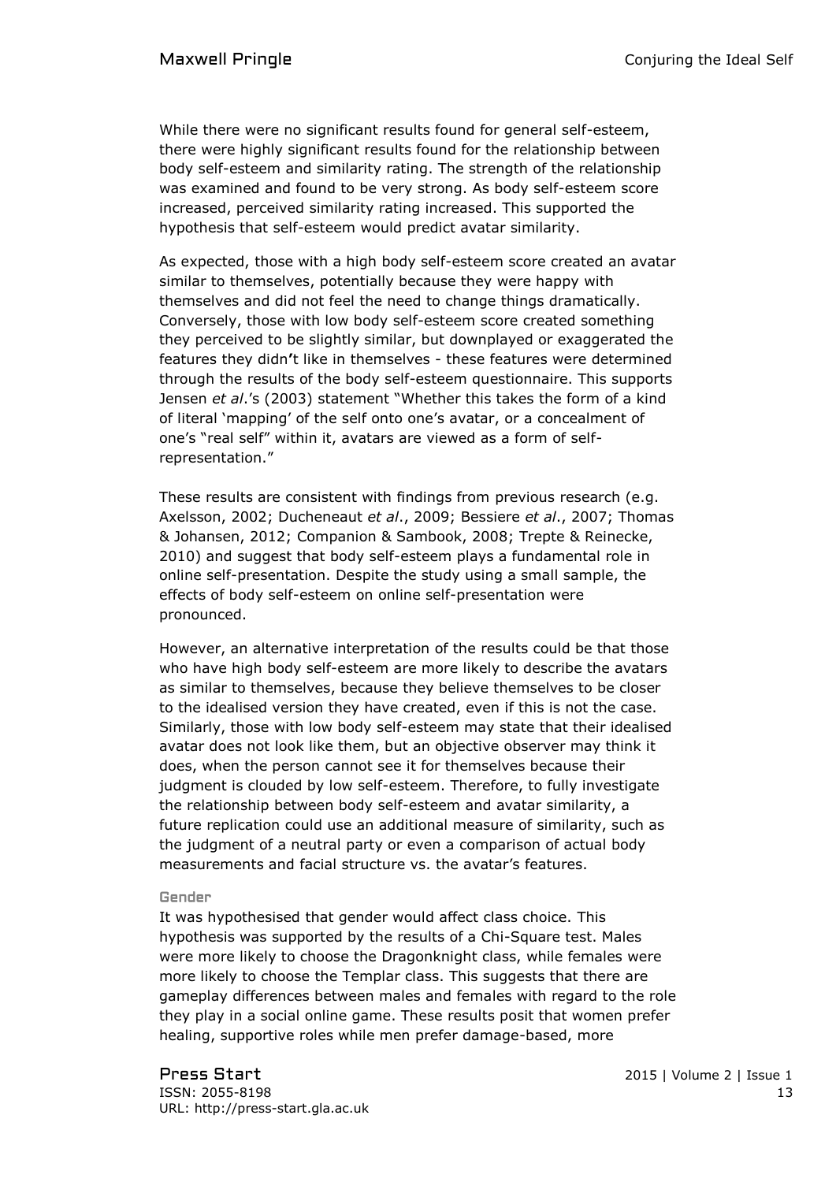While there were no significant results found for general self-esteem, there were highly significant results found for the relationship between body self-esteem and similarity rating. The strength of the relationship was examined and found to be very strong. As body self-esteem score increased, perceived similarity rating increased. This supported the hypothesis that self-esteem would predict avatar similarity.

As expected, those with a high body self-esteem score created an avatar similar to themselves, potentially because they were happy with themselves and did not feel the need to change things dramatically. Conversely, those with low body self-esteem score created something they perceived to be slightly similar, but downplayed or exaggerated the features they didn't like in themselves - these features were determined through the results of the body self-esteem questionnaire. This supports Jensen *et al*.'s (2003) statement "Whether this takes the form of a kind of literal 'mapping' of the self onto one's avatar, or a concealment of one's "real self" within it, avatars are viewed as a form of self-representation."

These results are consistent with findings from previous research (e.g. Axelsson, 2002; Ducheneaut *et al*., 2009; Bessiere *et al*., 2007; Thomas & Johansen, 2012; Companion & Sambook, 2008; Trepte & Reinecke, 2010) and suggest that body self-esteem plays a fundamental role in online self-presentation. Despite the study using a small sample, the effects of body self-esteem on online self-presentation were pronounced.

However, an alternative interpretation of the results could be that those who have high body self-esteem are more likely to describe the avatars as similar to themselves, because they believe themselves to be closer to the idealised version they have created, even if this is not the case. Similarly, those with low body self-esteem may state that their idealised avatar does not look like them, but an objective observer may think it does, when the person cannot see it for themselves because their judgment is clouded by low self-esteem. Therefore, to fully investigate the relationship between body self-esteem and avatar similarity, a future replication could use an additional measure of similarity, such as the judgment of a neutral party or even a comparison of actual body measurements and facial structure vs. the avatar's features.

### Gender

It was hypothesised that gender would affect class choice. This hypothesis was supported by the results of a Chi-Square test. Males were more likely to choose the Dragonknight class, while females were more likely to choose the Templar class. This suggests that there are gameplay differences between males and females with regard to the role they play in a social online game. These results posit that women prefer healing, supportive roles while men prefer damage-based, more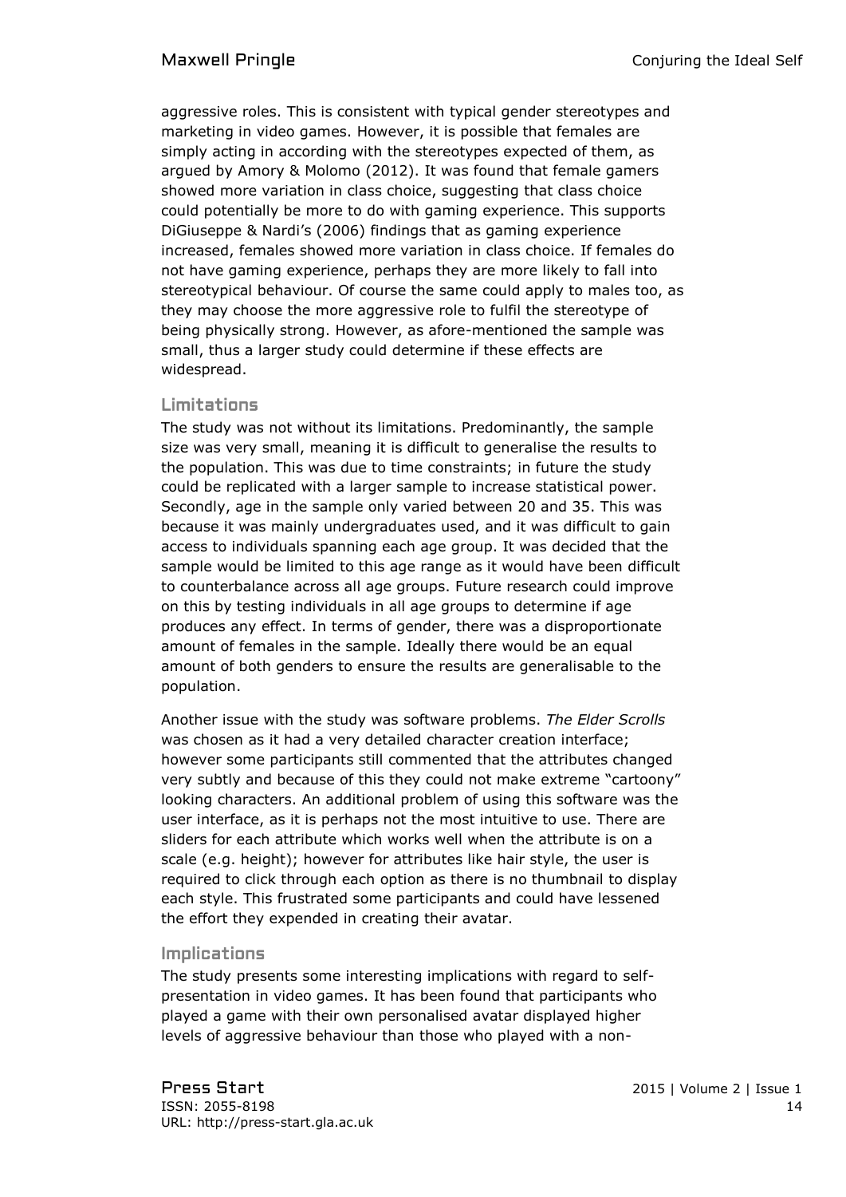aggressive roles. This is consistent with typical gender stereotypes and marketing in video games. However, it is possible that females are simply acting in according with the stereotypes expected of them, as argued by Amory & Molomo (2012). It was found that female gamers showed more variation in class choice, suggesting that class choice could potentially be more to do with gaming experience. This supports DiGiuseppe & Nardi's (2006) findings that as gaming experience increased, females showed more variation in class choice. If females do not have gaming experience, perhaps they are more likely to fall into stereotypical behaviour. Of course the same could apply to males too, as they may choose the more aggressive role to fulfil the stereotype of being physically strong. However, as afore-mentioned the sample was small, thus a larger study could determine if these effects are widespread.

### Limitations

The study was not without its limitations. Predominantly, the sample size was very small, meaning it is difficult to generalise the results to the population. This was due to time constraints; in future the study could be replicated with a larger sample to increase statistical power. Secondly, age in the sample only varied between 20 and 35. This was because it was mainly undergraduates used, and it was difficult to gain access to individuals spanning each age group. It was decided that the sample would be limited to this age range as it would have been difficult to counterbalance across all age groups. Future research could improve on this by testing individuals in all age groups to determine if age produces any effect. In terms of gender, there was a disproportionate amount of females in the sample. Ideally there would be an equal amount of both genders to ensure the results are generalisable to the population.

Another issue with the study was software problems. *The Elder Scrolls* was chosen as it had a very detailed character creation interface; however some participants still commented that the attributes changed very subtly and because of this they could not make extreme "cartoony" looking characters. An additional problem of using this software was the user interface, as it is perhaps not the most intuitive to use. There are sliders for each attribute which works well when the attribute is on a scale (e.g. height); however for attributes like hair style, the user is required to click through each option as there is no thumbnail to display each style. This frustrated some participants and could have lessened the effort they expended in creating their avatar.

### Implications

The study presents some interesting implications with regard to self-presentation in video games. It has been found that participants who played a game with their own personalised avatar displayed higher levels of aggressive behaviour than those who played with a non-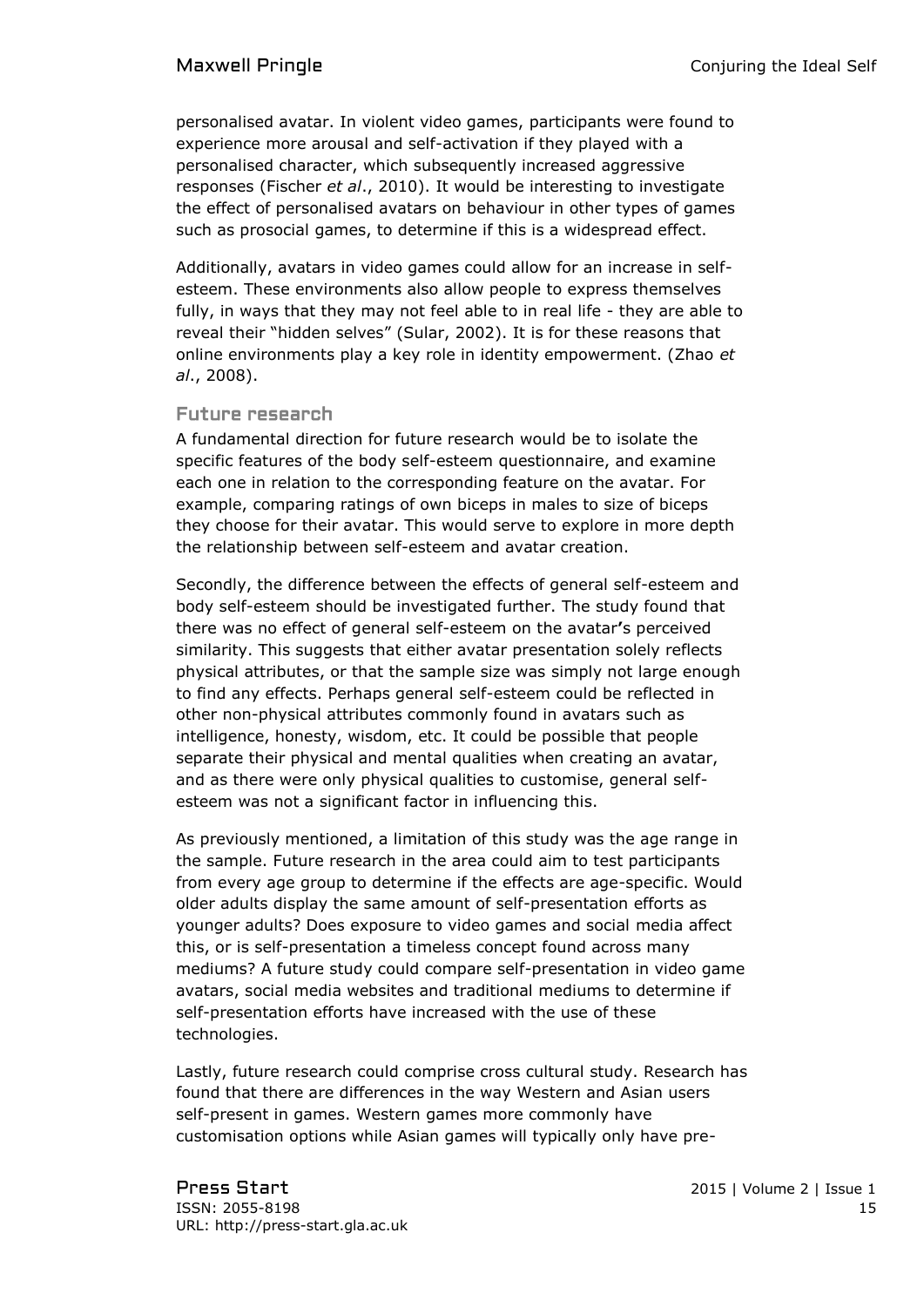personalised avatar. In violent video games, participants were found to experience more arousal and self-activation if they played with a personalised character, which subsequently increased aggressive responses (Fischer *et al*., 2010). It would be interesting to investigate the effect of personalised avatars on behaviour in other types of games such as prosocial games, to determine if this is a widespread effect.

Additionally, avatars in video games could allow for an increase in self-esteem. These environments also allow people to express themselves fully, in ways that they may not feel able to in real life - they are able to reveal their "hidden selves" (Sular, 2002). It is for these reasons that online environments play a key role in identity empowerment. (Zhao *et al*., 2008).

## Future research

A fundamental direction for future research would be to isolate the specific features of the body self-esteem questionnaire, and examine each one in relation to the corresponding feature on the avatar. For example, comparing ratings of own biceps in males to size of biceps they choose for their avatar. This would serve to explore in more depth the relationship between self-esteem and avatar creation.

Secondly, the difference between the effects of general self-esteem and body self-esteem should be investigated further. The study found that there was no effect of general self-esteem on the avatar's perceived similarity. This suggests that either avatar presentation solely reflects physical attributes, or that the sample size was simply not large enough to find any effects. Perhaps general self-esteem could be reflected in other non-physical attributes commonly found in avatars such as intelligence, honesty, wisdom, etc. It could be possible that people separate their physical and mental qualities when creating an avatar, and as there were only physical qualities to customise, general self-esteem was not a significant factor in influencing this.

As previously mentioned, a limitation of this study was the age range in the sample. Future research in the area could aim to test participants from every age group to determine if the effects are age-specific. Would older adults display the same amount of self-presentation efforts as younger adults? Does exposure to video games and social media affect this, or is self-presentation a timeless concept found across many mediums? A future study could compare self-presentation in video game avatars, social media websites and traditional mediums to determine if self-presentation efforts have increased with the use of these technologies.

Lastly, future research could comprise cross cultural study. Research has found that there are differences in the way Western and Asian users self-present in games. Western games more commonly have customisation options while Asian games will typically only have pre-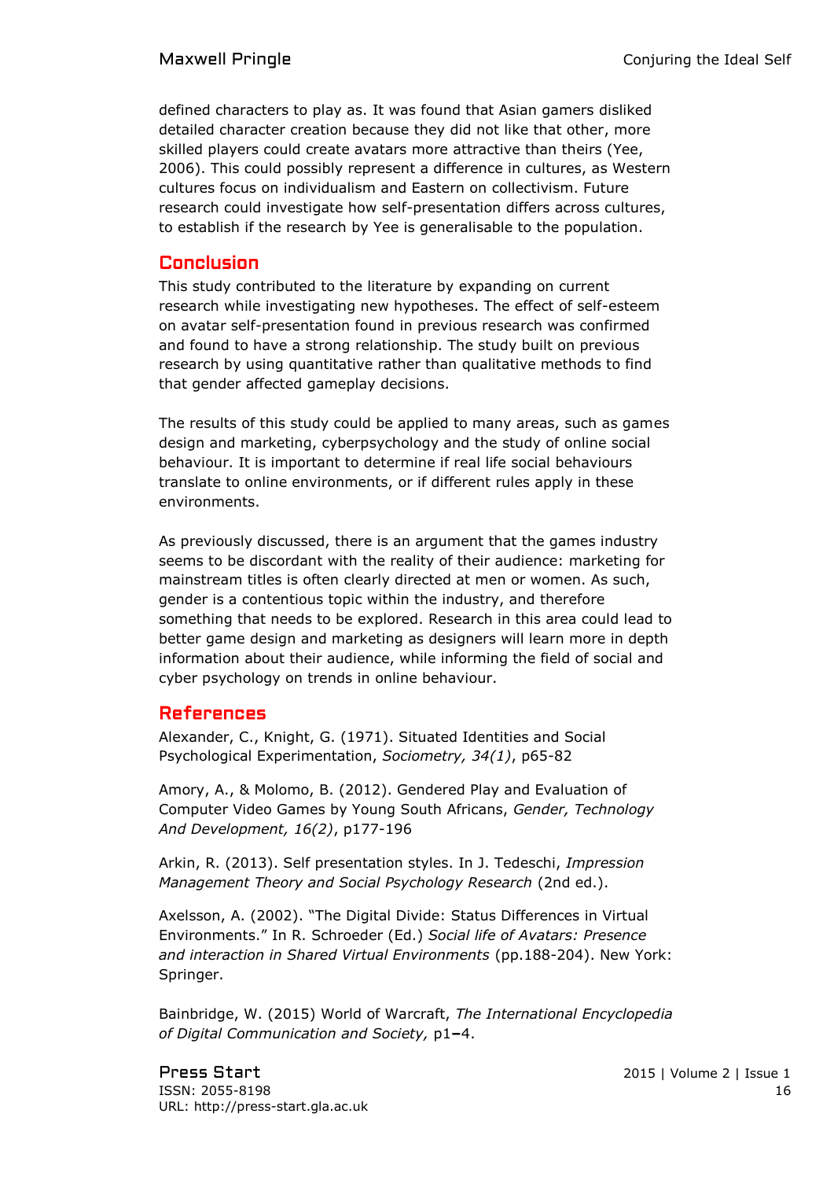defined characters to play as. It was found that Asian gamers disliked detailed character creation because they did not like that other, more skilled players could create avatars more attractive than theirs (Yee, 2006). This could possibly represent a difference in cultures, as Western cultures focus on individualism and Eastern on collectivism. Future research could investigate how self-presentation differs across cultures, to establish if the research by Yee is generalisable to the population.

## Conclusion

This study contributed to the literature by expanding on current research while investigating new hypotheses. The effect of self-esteem on avatar self-presentation found in previous research was confirmed and found to have a strong relationship. The study built on previous research by using quantitative rather than qualitative methods to find that gender affected gameplay decisions.

The results of this study could be applied to many areas, such as games design and marketing, cyberpsychology and the study of online social behaviour. It is important to determine if real life social behaviours translate to online environments, or if different rules apply in these environments.

As previously discussed, there is an argument that the games industry seems to be discordant with the reality of their audience: marketing for mainstream titles is often clearly directed at men or women. As such, gender is a contentious topic within the industry, and therefore something that needs to be explored. Research in this area could lead to better game design and marketing as designers will learn more in depth information about their audience, while informing the field of social and cyber psychology on trends in online behaviour.

## References

Alexander, C., Knight, G. (1971). Situated Identities and Social Psychological Experimentation, *Sociometry, 34(1)*, p65-82

Amory, A., & Molomo, B. (2012). Gendered Play and Evaluation of Computer Video Games by Young South Africans, *Gender, Technology And Development, 16(2)*, p177-196

Arkin, R. (2013). Self presentation styles. In J. Tedeschi, *Impression Management Theory and Social Psychology Research* (2nd ed.).

Axelsson, A. (2002). "The Digital Divide: Status Differences in Virtual Environments." In R. Schroeder (Ed.) *Social life of Avatars: Presence and interaction in Shared Virtual Environments* (pp.188-204). New York: Springer.

Bainbridge, W. (2015) World of Warcraft, *The International Encyclopedia of Digital Communication and Society,* p1–4.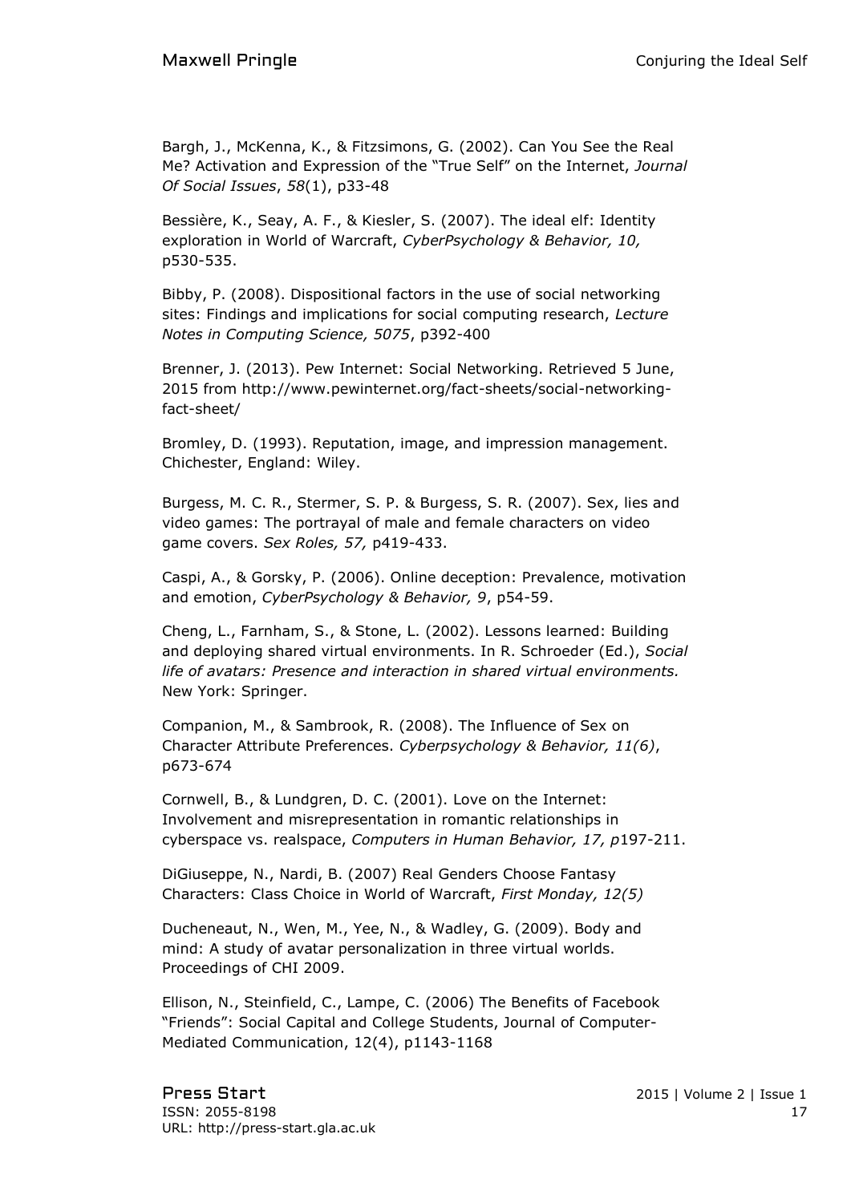Bargh, J., McKenna, K., & Fitzsimons, G. (2002). Can You See the Real Me? Activation and Expression of the "True Self" on the Internet, *Journal Of Social Issues*, *58*(1), p33-48

Bessière, K., Seay, A. F., & Kiesler, S. (2007). The ideal elf: Identity exploration in World of Warcraft, *CyberPsychology & Behavior, 10,* p530-535.

Bibby, P. (2008). Dispositional factors in the use of social networking sites: Findings and implications for social computing research, *Lecture Notes in Computing Science, 5075*, p392-400

Brenner, J. (2013). Pew Internet: Social Networking. Retrieved 5 June, 2015 from http://www.pewinternet.org/fact-sheets/social-networking-fact-sheet/

Bromley, D. (1993). Reputation, image, and impression management. Chichester, England: Wiley.

Burgess, M. C. R., Stermer, S. P. & Burgess, S. R. (2007). Sex, lies and video games: The portrayal of male and female characters on video game covers. *Sex Roles, 57,* p419-433.

Caspi, A., & Gorsky, P. (2006). Online deception: Prevalence, motivation and emotion, *CyberPsychology & Behavior, 9*, p54-59.

Cheng, L., Farnham, S., & Stone, L. (2002). Lessons learned: Building and deploying shared virtual environments. In R. Schroeder (Ed.), *Social life of avatars: Presence and interaction in shared virtual environments.* New York: Springer.

Companion, M., & Sambrook, R. (2008). The Influence of Sex on Character Attribute Preferences. *Cyberpsychology & Behavior, 11(6)*, p673-674

Cornwell, B., & Lundgren, D. C. (2001). Love on the Internet: Involvement and misrepresentation in romantic relationships in cyberspace vs. realspace, *Computers in Human Behavior, 17, p*197-211.

DiGiuseppe, N., Nardi, B. (2007) Real Genders Choose Fantasy Characters: Class Choice in World of Warcraft, *First Monday, 12(5)*

Ducheneaut, N., Wen, M., Yee, N., & Wadley, G. (2009). Body and mind: A study of avatar personalization in three virtual worlds. Proceedings of CHI 2009.

Ellison, N., Steinfield, C., Lampe, C. (2006) The Benefits of Facebook "Friends": Social Capital and College Students, Journal of Computer-Mediated Communication, 12(4), p1143-1168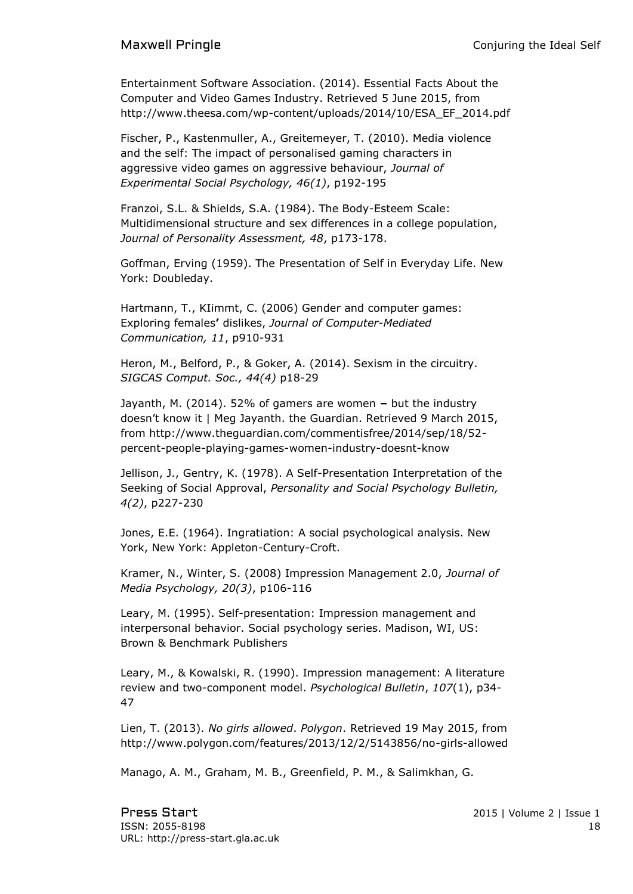Entertainment Software Association. (2014). Essential Facts About the Computer and Video Games Industry. Retrieved 5 June 2015, from http://www.theesa.com/wp-content/uploads/2014/10/ESA_EF_2014.pdf

Fischer, P., Kastenmuller, A., Greitemeyer, T. (2010). Media violence and the self: The impact of personalised gaming characters in aggressive video games on aggressive behaviour, *Journal of Experimental Social Psychology, 46(1)*, p192-195

Franzoi, S.L. & Shields, S.A. (1984). The Body-Esteem Scale: Multidimensional structure and sex differences in a college population, *Journal of Personality Assessment, 48*, p173-178.

Goffman, Erving (1959). The Presentation of Self in Everyday Life. New York: Doubleday.

Hartmann, T., KIimmt, C. (2006) Gender and computer games: Exploring females' dislikes, *Journal of Computer-Mediated Communication, 11*, p910-931

Heron, M., Belford, P., & Goker, A. (2014). Sexism in the circuitry. *SIGCAS Comput. Soc., 44(4)* p18-29

Jayanth, M. (2014). 52% of gamers are women **–** but the industry doesn't know it | Meg Jayanth. the Guardian. Retrieved 9 March 2015, from http://www.theguardian.com/commentisfree/2014/sep/18/52-percent-people-playing-games-women-industry-doesnt-know

Jellison, J., Gentry, K. (1978). A Self-Presentation Interpretation of the Seeking of Social Approval, *Personality and Social Psychology Bulletin, 4(2)*, p227-230

Jones, E.E. (1964). Ingratiation: A social psychological analysis. New York, New York: Appleton-Century-Croft.

Kramer, N., Winter, S. (2008) Impression Management 2.0, *Journal of Media Psychology, 20(3)*, p106-116

Leary, M. (1995). Self-presentation: Impression management and interpersonal behavior. Social psychology series. Madison, WI, US: Brown & Benchmark Publishers

Leary, M., & Kowalski, R. (1990). Impression management: A literature review and two-component model. *Psychological Bulletin*, *107*(1), p34-47

Lien, T. (2013). *No girls allowed*. *Polygon*. Retrieved 19 May 2015, from http://www.polygon.com/features/2013/12/2/5143856/no-girls-allowed

Manago, A. M., Graham, M. B., Greenfield, P. M., & Salimkhan, G.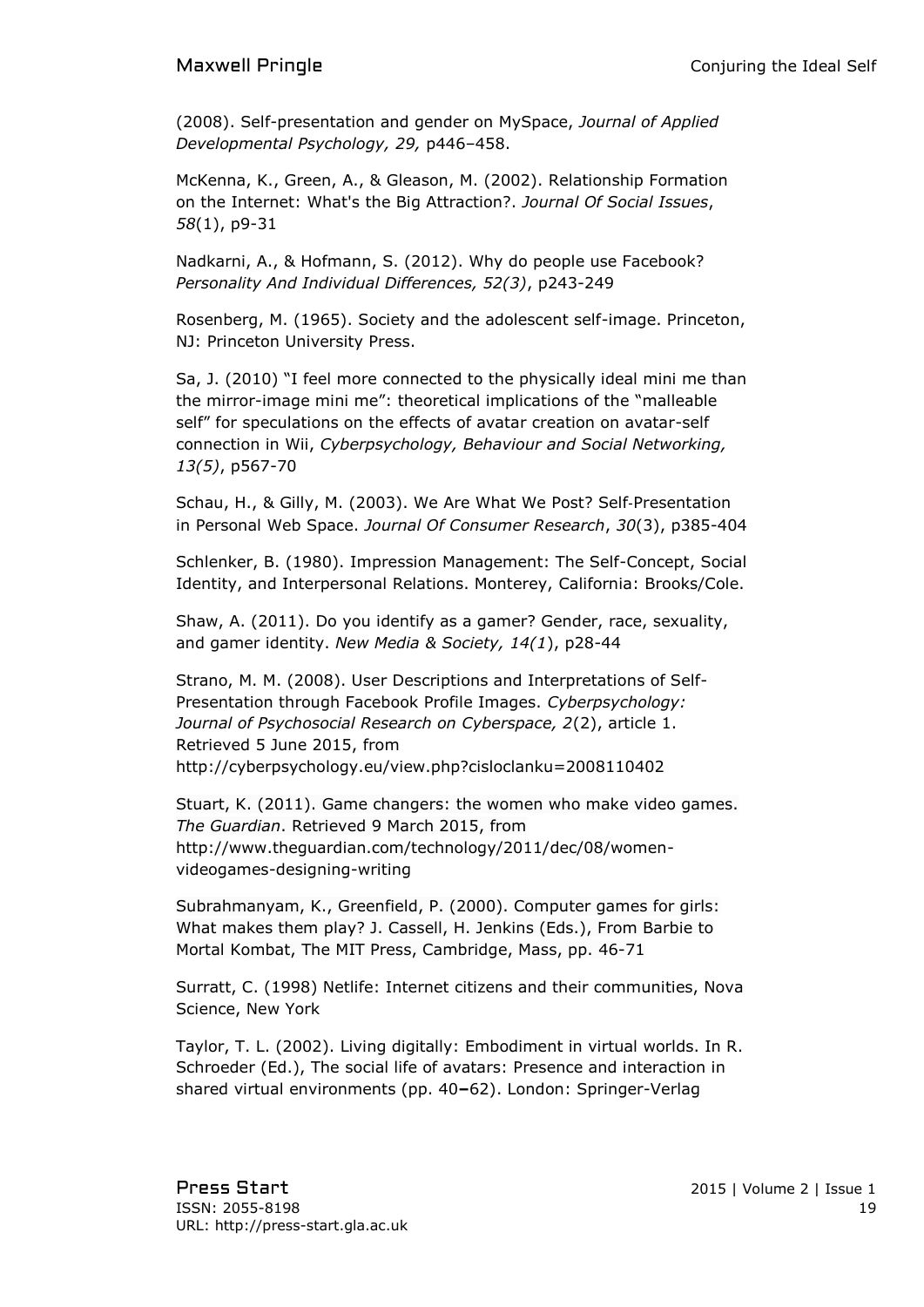(2008). Self-presentation and gender on MySpace, *Journal of Applied Developmental Psychology, 29,* p446–458.

McKenna, K., Green, A., & Gleason, M. (2002). Relationship Formation on the Internet: What's the Big Attraction?. *Journal Of Social Issues*, *58*(1), p9-31

Nadkarni, A., & Hofmann, S. (2012). Why do people use Facebook? *Personality And Individual Differences, 52(3)*, p243-249

Rosenberg, M. (1965). Society and the adolescent self-image. Princeton, NJ: Princeton University Press.

Sa, J. (2010) "I feel more connected to the physically ideal mini me than the mirror-image mini me": theoretical implications of the "malleable self" for speculations on the effects of avatar creation on avatar-self connection in Wii, *Cyberpsychology, Behaviour and Social Networking, 13(5)*, p567-70

Schau, H., & Gilly, M. (2003). We Are What We Post? Self‐Presentation in Personal Web Space. *Journal Of Consumer Research*, *30*(3), p385-404

Schlenker, B. (1980). Impression Management: The Self-Concept, Social Identity, and Interpersonal Relations. Monterey, California: Brooks/Cole.

Shaw, A. (2011). Do you identify as a gamer? Gender, race, sexuality, and gamer identity. *New Media & Society, 14(1*), p28-44

Strano, M. M. (2008). User Descriptions and Interpretations of Self-Presentation through Facebook Profile Images. *Cyberpsychology: Journal of Psychosocial Research on Cyberspace, 2*(2), article 1. Retrieved 5 June 2015, from http://cyberpsychology.eu/view.php?cisloclanku=2008110402

Stuart, K. (2011). Game changers: the women who make video games. *The Guardian*. Retrieved 9 March 2015, from http://www.theguardian.com/technology/2011/dec/08/women-videogames-designing-writing

Subrahmanyam, K., Greenfield, P. (2000). Computer games for girls: What makes them play? J. Cassell, H. Jenkins (Eds.), From Barbie to Mortal Kombat, The MIT Press, Cambridge, Mass, pp. 46-71

Surratt, C. (1998) Netlife: Internet citizens and their communities, Nova Science, New York

Taylor, T. L. (2002). Living digitally: Embodiment in virtual worlds. In R. Schroeder (Ed.), The social life of avatars: Presence and interaction in shared virtual environments (pp. 40–62). London: Springer-Verlag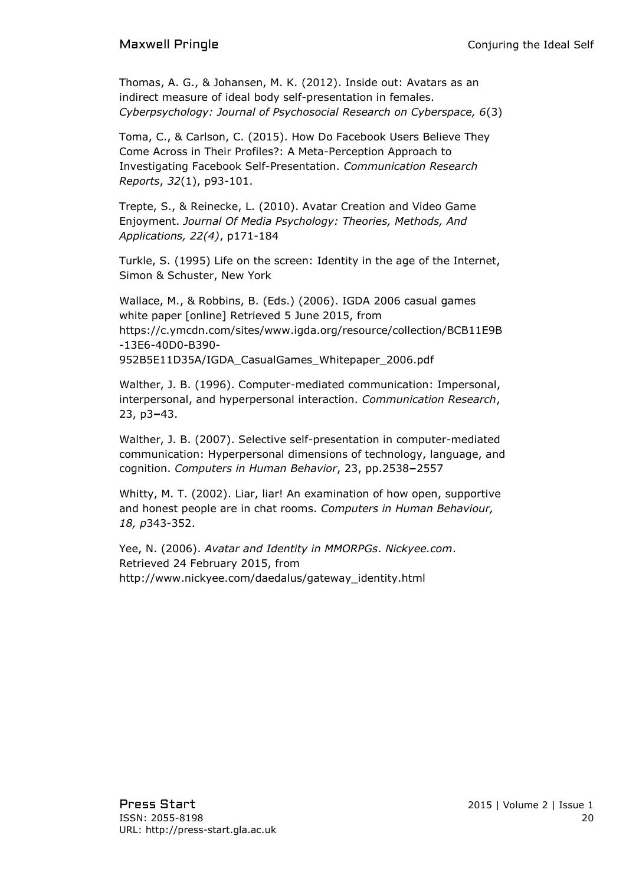Thomas, A. G., & Johansen, M. K. (2012). Inside out: Avatars as an indirect measure of ideal body self-presentation in females. *Cyberpsychology: Journal of Psychosocial Research on Cyberspace, 6*(3)

Toma, C., & Carlson, C. (2015). How Do Facebook Users Believe They Come Across in Their Profiles?: A Meta-Perception Approach to Investigating Facebook Self-Presentation. *Communication Research Reports*, *32*(1), p93-101.

Trepte, S., & Reinecke, L. (2010). Avatar Creation and Video Game Enjoyment. *Journal Of Media Psychology: Theories, Methods, And Applications, 22(4)*, p171-184

Turkle, S. (1995) Life on the screen: Identity in the age of the Internet, Simon & Schuster, New York

Wallace, M., & Robbins, B. (Eds.) (2006). IGDA 2006 casual games white paper [online] Retrieved 5 June 2015, from https://c.ymcdn.com/sites/www.igda.org/resource/collection/BCB11E9B-13E6-40D0-B390-952B5E11D35A/IGDA_CasualGames_Whitepaper_2006.pdf

Walther, J. B. (1996). Computer-mediated communication: Impersonal, interpersonal, and hyperpersonal interaction. *Communication Research*, 23, p3–43.

Walther, J. B. (2007). Selective self-presentation in computer-mediated communication: Hyperpersonal dimensions of technology, language, and cognition. *Computers in Human Behavior*, 23, pp.2538–2557

Whitty, M. T. (2002). Liar, liar! An examination of how open, supportive and honest people are in chat rooms. *Computers in Human Behaviour, 18, p*343-352.

Yee, N. (2006). *Avatar and Identity in MMORPGs*. *Nickyee.com*. Retrieved 24 February 2015, from http://www.nickyee.com/daedalus/gateway_identity.html